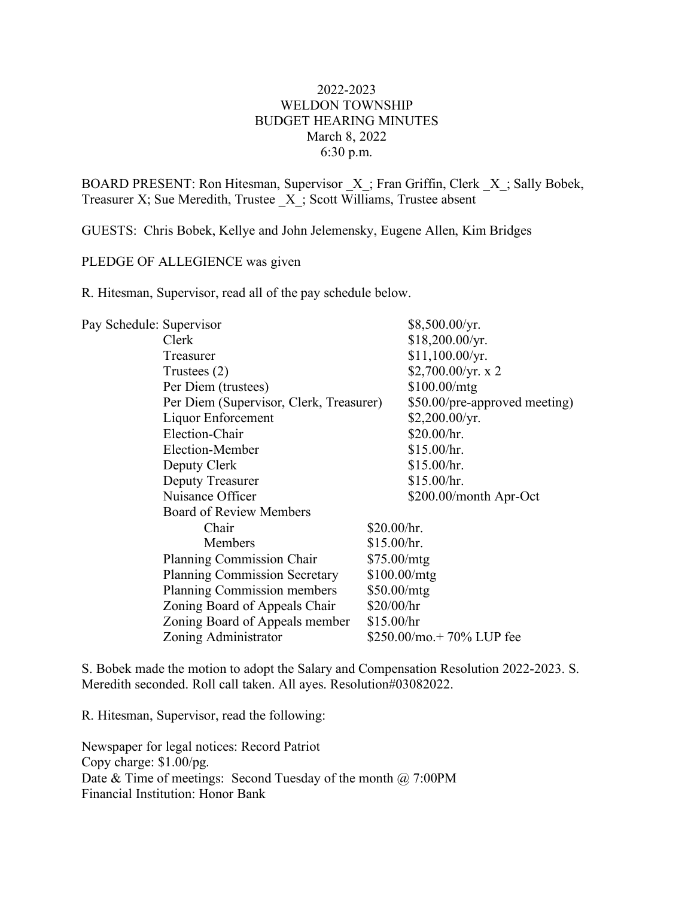2022-2023
WELDON TOWNSHIP
BUDGET HEARING MINUTES
March 8, 2022
6:30 p.m.

BOARD PRESENT: Ron Hitesman, Supervisor _X_; Fran Griffin, Clerk _X_; Sally Bobek, Treasurer X; Sue Meredith, Trustee _X_; Scott Williams, Trustee absent

GUESTS: Chris Bobek, Kellye and John Jelemensky, Eugene Allen, Kim Bridges

PLEDGE OF ALLEGIENCE was given

R. Hitesman, Supervisor, read all of the pay schedule below.

| Pay Schedule: | |
|---|---|
| Supervisor | $8,500.00/yr. |
| Clerk | $18,200.00/yr. |
| Treasurer | $11,100.00/yr. |
| Trustees (2) | $2,700.00/yr. x 2 |
| Per Diem (trustees) | $100.00/mtg |
| Per Diem (Supervisor, Clerk, Treasurer) | $50.00/pre-approved meeting) |
| Liquor Enforcement | $2,200.00/yr. |
| Election-Chair | $20.00/hr. |
| Election-Member | $15.00/hr. |
| Deputy Clerk | $15.00/hr. |
| Deputy Treasurer | $15.00/hr. |
| Nuisance Officer | $200.00/month Apr-Oct |
| Board of Review Members | |
| Chair | $20.00/hr. |
| Members | $15.00/hr. |
| Planning Commission Chair | $75.00/mtg |
| Planning Commission Secretary | $100.00/mtg |
| Planning Commission members | $50.00/mtg |
| Zoning Board of Appeals Chair | $20/00/hr |
| Zoning Board of Appeals member | $15.00/hr |
| Zoning Administrator | $250.00/mo.+ 70% LUP fee |

S. Bobek made the motion to adopt the Salary and Compensation Resolution 2022-2023. S. Meredith seconded. Roll call taken. All ayes. Resolution#03082022.

R. Hitesman, Supervisor, read the following:

Newspaper for legal notices: Record Patriot
Copy charge: $1.00/pg.
Date & Time of meetings: Second Tuesday of the month @ 7:00PM
Financial Institution: Honor Bank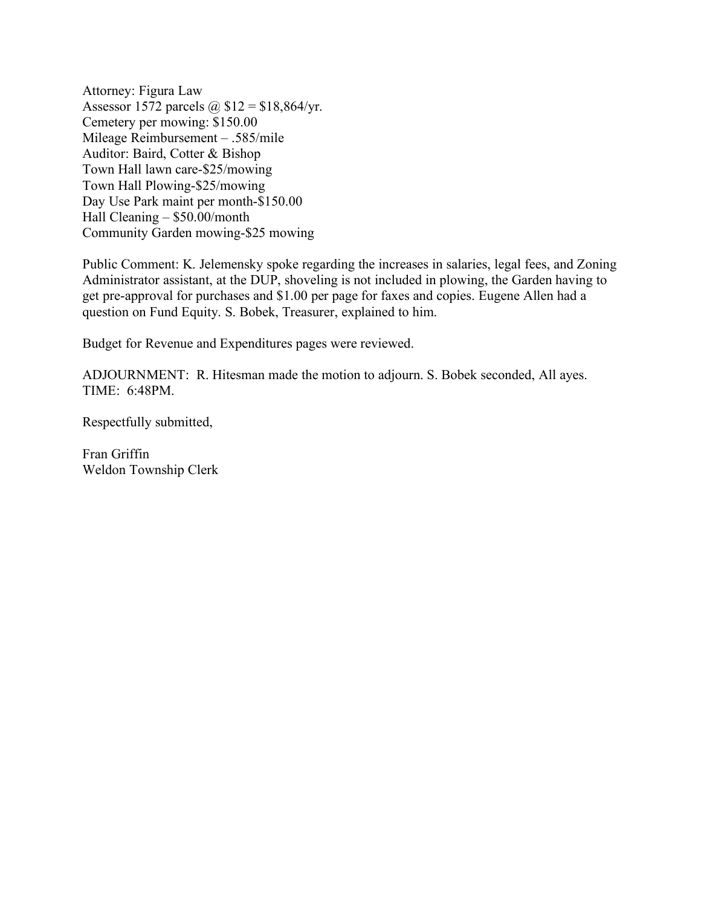Attorney: Figura Law
Assessor 1572 parcels @ $12 = $18,864/yr.
Cemetery per mowing: $150.00
Mileage Reimbursement – .585/mile
Auditor: Baird, Cotter & Bishop
Town Hall lawn care-$25/mowing
Town Hall Plowing-$25/mowing
Day Use Park maint per month-$150.00
Hall Cleaning – $50.00/month
Community Garden mowing-$25 mowing

Public Comment: K. Jelemensky spoke regarding the increases in salaries, legal fees, and Zoning Administrator assistant, at the DUP, shoveling is not included in plowing, the Garden having to get pre-approval for purchases and $1.00 per page for faxes and copies. Eugene Allen had a question on Fund Equity. S. Bobek, Treasurer, explained to him.

Budget for Revenue and Expenditures pages were reviewed.

ADJOURNMENT: R. Hitesman made the motion to adjourn. S. Bobek seconded, All ayes.
TIME: 6:48PM.

Respectfully submitted,

Fran Griffin
Weldon Township Clerk